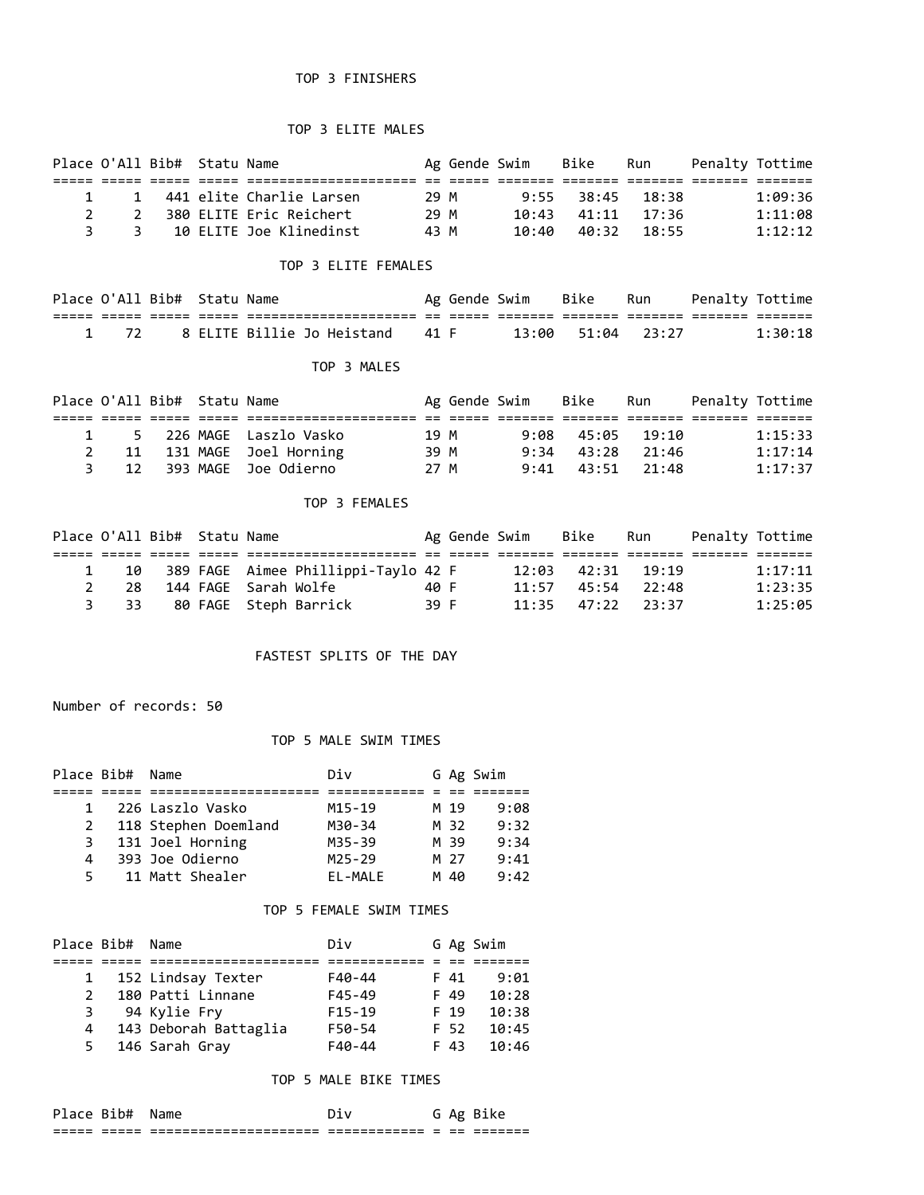# TOP 3 FINISHERS

## TOP 3 ELITE MALES

| Place | O'All | Bib# | Statu | Name | Ag | Gende | Swim | Bike | Run | Penalty | Tottime |
|---|---|---|---|---|---|---|---|---|---|---|---|
| 1 | 1 | 441 | elite | Charlie Larsen | 29 | M | 9:55 | 38:45 | 18:38 | | 1:09:36 |
| 2 | 2 | 380 | ELITE | Eric Reichert | 29 | M | 10:43 | 41:11 | 17:36 | | 1:11:08 |
| 3 | 3 | 10 | ELITE | Joe Klinedinst | 43 | M | 10:40 | 40:32 | 18:55 | | 1:12:12 |

## TOP 3 ELITE FEMALES

| Place | O'All | Bib# | Statu | Name | Ag | Gende | Swim | Bike | Run | Penalty | Tottime |
|---|---|---|---|---|---|---|---|---|---|---|---|
| 1 | 72 | 8 | ELITE | Billie Jo Heistand | 41 | F | 13:00 | 51:04 | 23:27 | | 1:30:18 |

## TOP 3 MALES

| Place | O'All | Bib# | Statu | Name | Ag | Gende | Swim | Bike | Run | Penalty | Tottime |
|---|---|---|---|---|---|---|---|---|---|---|---|
| 1 | 5 | 226 | MAGE | Laszlo Vasko | 19 | M | 9:08 | 45:05 | 19:10 | | 1:15:33 |
| 2 | 11 | 131 | MAGE | Joel Horning | 39 | M | 9:34 | 43:28 | 21:46 | | 1:17:14 |
| 3 | 12 | 393 | MAGE | Joe Odierno | 27 | M | 9:41 | 43:51 | 21:48 | | 1:17:37 |

## TOP 3 FEMALES

| Place | O'All | Bib# | Statu | Name | Ag | Gende | Swim | Bike | Run | Penalty | Tottime |
|---|---|---|---|---|---|---|---|---|---|---|---|
| 1 | 10 | 389 | FAGE | Aimee Phillippi-Taylo | 42 | F | 12:03 | 42:31 | 19:19 | | 1:17:11 |
| 2 | 28 | 144 | FAGE | Sarah Wolfe | 40 | F | 11:57 | 45:54 | 22:48 | | 1:23:35 |
| 3 | 33 | 80 | FAGE | Steph Barrick | 39 | F | 11:35 | 47:22 | 23:37 | | 1:25:05 |

# FASTEST SPLITS OF THE DAY

Number of records: 50

## TOP 5 MALE SWIM TIMES

| Place | Bib# | Name | Div | G | Ag | Swim |
|---|---|---|---|---|---|---|
| 1 | 226 | Laszlo Vasko | M15-19 | M | 19 | 9:08 |
| 2 | 118 | Stephen Doemland | M30-34 | M | 32 | 9:32 |
| 3 | 131 | Joel Horning | M35-39 | M | 39 | 9:34 |
| 4 | 393 | Joe Odierno | M25-29 | M | 27 | 9:41 |
| 5 | 11 | Matt Shealer | EL-MALE | M | 40 | 9:42 |

## TOP 5 FEMALE SWIM TIMES

| Place | Bib# | Name | Div | G | Ag | Swim |
|---|---|---|---|---|---|---|
| 1 | 152 | Lindsay Texter | F40-44 | F | 41 | 9:01 |
| 2 | 180 | Patti Linnane | F45-49 | F | 49 | 10:28 |
| 3 | 94 | Kylie Fry | F15-19 | F | 19 | 10:38 |
| 4 | 143 | Deborah Battaglia | F50-54 | F | 52 | 10:45 |
| 5 | 146 | Sarah Gray | F40-44 | F | 43 | 10:46 |

## TOP 5 MALE BIKE TIMES

| Place | Bib# | Name | Div | G | Ag | Bike |
|---|---|---|---|---|---|---|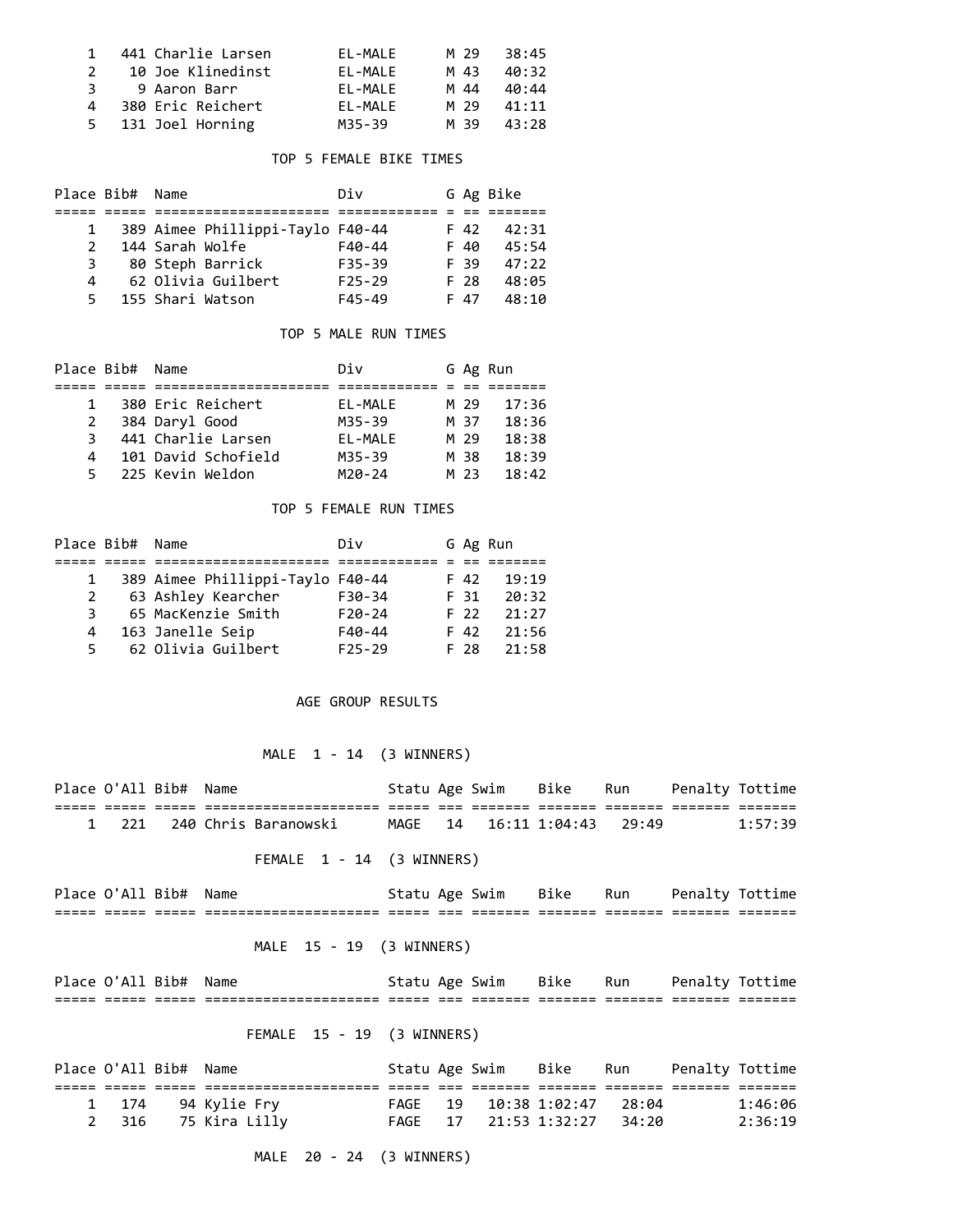| Place | Bib# | Name | Div | G | Ag | Bike |
|---|---|---|---|---|---|---|
| 1 | 441 | Charlie Larsen | EL-MALE | M | 29 | 38:45 |
| 2 | 10 | Joe Klinedinst | EL-MALE | M | 43 | 40:32 |
| 3 | 9 | Aaron Barr | EL-MALE | M | 44 | 40:44 |
| 4 | 380 | Eric Reichert | EL-MALE | M | 29 | 41:11 |
| 5 | 131 | Joel Horning | M35-39 | M | 39 | 43:28 |

## TOP 5 FEMALE BIKE TIMES

| Place | Bib# | Name | Div | G | Ag | Bike |
|---|---|---|---|---|---|---|
| 1 | 389 | Aimee Phillippi-Taylo | F40-44 | F | 42 | 42:31 |
| 2 | 144 | Sarah Wolfe | F40-44 | F | 40 | 45:54 |
| 3 | 80 | Steph Barrick | F35-39 | F | 39 | 47:22 |
| 4 | 62 | Olivia Guilbert | F25-29 | F | 28 | 48:05 |
| 5 | 155 | Shari Watson | F45-49 | F | 47 | 48:10 |

## TOP 5 MALE RUN TIMES

| Place | Bib# | Name | Div | G | Ag | Run |
|---|---|---|---|---|---|---|
| 1 | 380 | Eric Reichert | EL-MALE | M | 29 | 17:36 |
| 2 | 384 | Daryl Good | M35-39 | M | 37 | 18:36 |
| 3 | 441 | Charlie Larsen | EL-MALE | M | 29 | 18:38 |
| 4 | 101 | David Schofield | M35-39 | M | 38 | 18:39 |
| 5 | 225 | Kevin Weldon | M20-24 | M | 23 | 18:42 |

## TOP 5 FEMALE RUN TIMES

| Place | Bib# | Name | Div | G | Ag | Run |
|---|---|---|---|---|---|---|
| 1 | 389 | Aimee Phillippi-Taylo | F40-44 | F | 42 | 19:19 |
| 2 | 63 | Ashley Kearcher | F30-34 | F | 31 | 20:32 |
| 3 | 65 | MacKenzie Smith | F20-24 | F | 22 | 21:27 |
| 4 | 163 | Janelle Seip | F40-44 | F | 42 | 21:56 |
| 5 | 62 | Olivia Guilbert | F25-29 | F | 28 | 21:58 |

# AGE GROUP RESULTS

## MALE 1 - 14 (3 WINNERS)

| Place | O'All | Bib# | Name | Statu | Age | Swim | Bike | Run | Penalty | Tottime |
|---|---|---|---|---|---|---|---|---|---|---|
| 1 | 221 | 240 | Chris Baranowski | MAGE | 14 | 16:11 | 1:04:43 | 29:49 | | 1:57:39 |

## FEMALE 1 - 14 (3 WINNERS)

| Place | O'All | Bib# | Name | Statu | Age | Swim | Bike | Run | Penalty | Tottime |
|---|---|---|---|---|---|---|---|---|---|---|

## MALE 15 - 19 (3 WINNERS)

| Place | O'All | Bib# | Name | Statu | Age | Swim | Bike | Run | Penalty | Tottime |
|---|---|---|---|---|---|---|---|---|---|---|

## FEMALE 15 - 19 (3 WINNERS)

| Place | O'All | Bib# | Name | Statu | Age | Swim | Bike | Run | Penalty | Tottime |
|---|---|---|---|---|---|---|---|---|---|---|
| 1 | 174 | 94 | Kylie Fry | FAGE | 19 | 10:38 | 1:02:47 | 28:04 | | 1:46:06 |
| 2 | 316 | 75 | Kira Lilly | FAGE | 17 | 21:53 | 1:32:27 | 34:20 | | 2:36:19 |

## MALE 20 - 24 (3 WINNERS)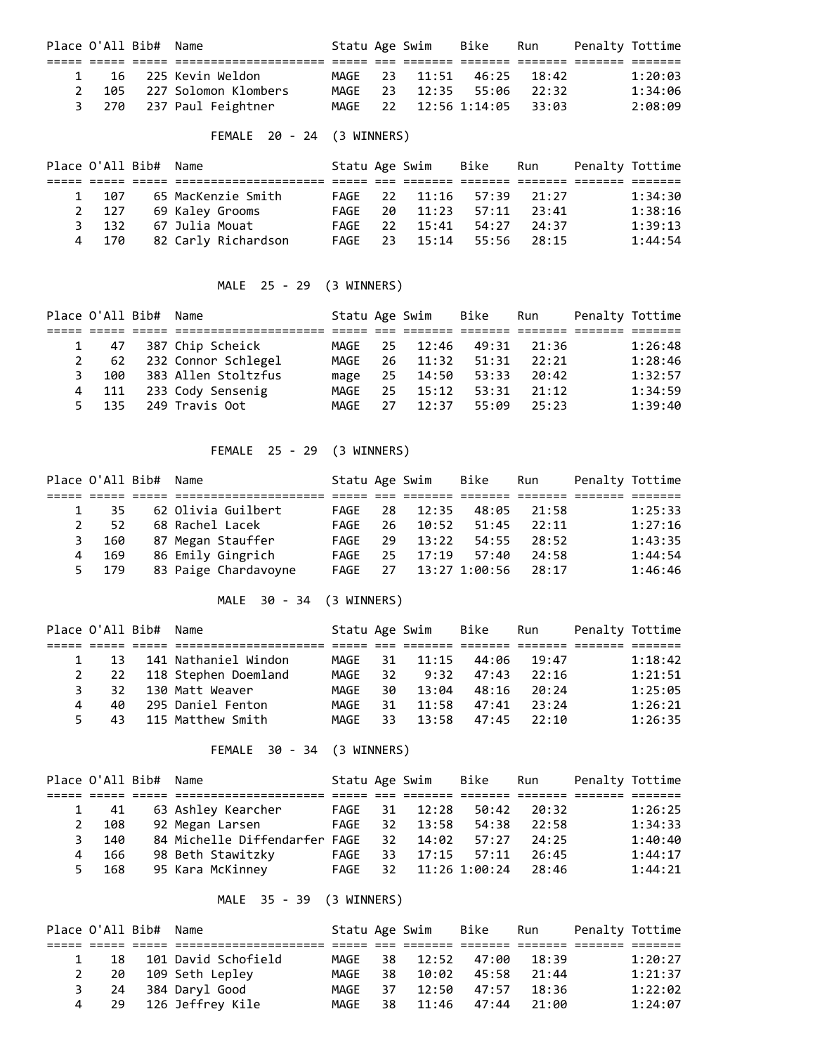| Place | O'All | Bib# | Name | Statu | Age | Swim | Bike | Run | Penalty | Tottime |
|---|---|---|---|---|---|---|---|---|---|---|
| 1 | 16 | 225 | Kevin Weldon | MAGE | 23 | 11:51 | 46:25 | 18:42 | | 1:20:03 |
| 2 | 105 | 227 | Solomon Klombers | MAGE | 23 | 12:35 | 55:06 | 22:32 | | 1:34:06 |
| 3 | 270 | 237 | Paul Feightner | MAGE | 22 | 12:56 | 1:14:05 | 33:03 | | 2:08:09 |

FEMALE 20 - 24 (3 WINNERS)

| Place | O'All | Bib# | Name | Statu | Age | Swim | Bike | Run | Penalty | Tottime |
|---|---|---|---|---|---|---|---|---|---|---|
| 1 | 107 | 65 | MacKenzie Smith | FAGE | 22 | 11:16 | 57:39 | 21:27 | | 1:34:30 |
| 2 | 127 | 69 | Kaley Grooms | FAGE | 20 | 11:23 | 57:11 | 23:41 | | 1:38:16 |
| 3 | 132 | 67 | Julia Mouat | FAGE | 22 | 15:41 | 54:27 | 24:37 | | 1:39:13 |
| 4 | 170 | 82 | Carly Richardson | FAGE | 23 | 15:14 | 55:56 | 28:15 | | 1:44:54 |

MALE 25 - 29 (3 WINNERS)

| Place | O'All | Bib# | Name | Statu | Age | Swim | Bike | Run | Penalty | Tottime |
|---|---|---|---|---|---|---|---|---|---|---|
| 1 | 47 | 387 | Chip Scheick | MAGE | 25 | 12:46 | 49:31 | 21:36 | | 1:26:48 |
| 2 | 62 | 232 | Connor Schlegel | MAGE | 26 | 11:32 | 51:31 | 22:21 | | 1:28:46 |
| 3 | 100 | 383 | Allen Stoltzfus | mage | 25 | 14:50 | 53:33 | 20:42 | | 1:32:57 |
| 4 | 111 | 233 | Cody Sensenig | MAGE | 25 | 15:12 | 53:31 | 21:12 | | 1:34:59 |
| 5 | 135 | 249 | Travis Oot | MAGE | 27 | 12:37 | 55:09 | 25:23 | | 1:39:40 |

FEMALE 25 - 29 (3 WINNERS)

| Place | O'All | Bib# | Name | Statu | Age | Swim | Bike | Run | Penalty | Tottime |
|---|---|---|---|---|---|---|---|---|---|---|
| 1 | 35 | 62 | Olivia Guilbert | FAGE | 28 | 12:35 | 48:05 | 21:58 | | 1:25:33 |
| 2 | 52 | 68 | Rachel Lacek | FAGE | 26 | 10:52 | 51:45 | 22:11 | | 1:27:16 |
| 3 | 160 | 87 | Megan Stauffer | FAGE | 29 | 13:22 | 54:55 | 28:52 | | 1:43:35 |
| 4 | 169 | 86 | Emily Gingrich | FAGE | 25 | 17:19 | 57:40 | 24:58 | | 1:44:54 |
| 5 | 179 | 83 | Paige Chardavoyne | FAGE | 27 | 13:27 | 1:00:56 | 28:17 | | 1:46:46 |

MALE 30 - 34 (3 WINNERS)

| Place | O'All | Bib# | Name | Statu | Age | Swim | Bike | Run | Penalty | Tottime |
|---|---|---|---|---|---|---|---|---|---|---|
| 1 | 13 | 141 | Nathaniel Windon | MAGE | 31 | 11:15 | 44:06 | 19:47 | | 1:18:42 |
| 2 | 22 | 118 | Stephen Doemland | MAGE | 32 | 9:32 | 47:43 | 22:16 | | 1:21:51 |
| 3 | 32 | 130 | Matt Weaver | MAGE | 30 | 13:04 | 48:16 | 20:24 | | 1:25:05 |
| 4 | 40 | 295 | Daniel Fenton | MAGE | 31 | 11:58 | 47:41 | 23:24 | | 1:26:21 |
| 5 | 43 | 115 | Matthew Smith | MAGE | 33 | 13:58 | 47:45 | 22:10 | | 1:26:35 |

FEMALE 30 - 34 (3 WINNERS)

| Place | O'All | Bib# | Name | Statu | Age | Swim | Bike | Run | Penalty | Tottime |
|---|---|---|---|---|---|---|---|---|---|---|
| 1 | 41 | 63 | Ashley Kearcher | FAGE | 31 | 12:28 | 50:42 | 20:32 | | 1:26:25 |
| 2 | 108 | 92 | Megan Larsen | FAGE | 32 | 13:58 | 54:38 | 22:58 | | 1:34:33 |
| 3 | 140 | 84 | Michelle Diffendarfer | FAGE | 32 | 14:02 | 57:27 | 24:25 | | 1:40:40 |
| 4 | 166 | 98 | Beth Stawitzky | FAGE | 33 | 17:15 | 57:11 | 26:45 | | 1:44:17 |
| 5 | 168 | 95 | Kara McKinney | FAGE | 32 | 11:26 | 1:00:24 | 28:46 | | 1:44:21 |

MALE 35 - 39 (3 WINNERS)

| Place | O'All | Bib# | Name | Statu | Age | Swim | Bike | Run | Penalty | Tottime |
|---|---|---|---|---|---|---|---|---|---|---|
| 1 | 18 | 101 | David Schofield | MAGE | 38 | 12:52 | 47:00 | 18:39 | | 1:20:27 |
| 2 | 20 | 109 | Seth Lepley | MAGE | 38 | 10:02 | 45:58 | 21:44 | | 1:21:37 |
| 3 | 24 | 384 | Daryl Good | MAGE | 37 | 12:50 | 47:57 | 18:36 | | 1:22:02 |
| 4 | 29 | 126 | Jeffrey Kile | MAGE | 38 | 11:46 | 47:44 | 21:00 | | 1:24:07 |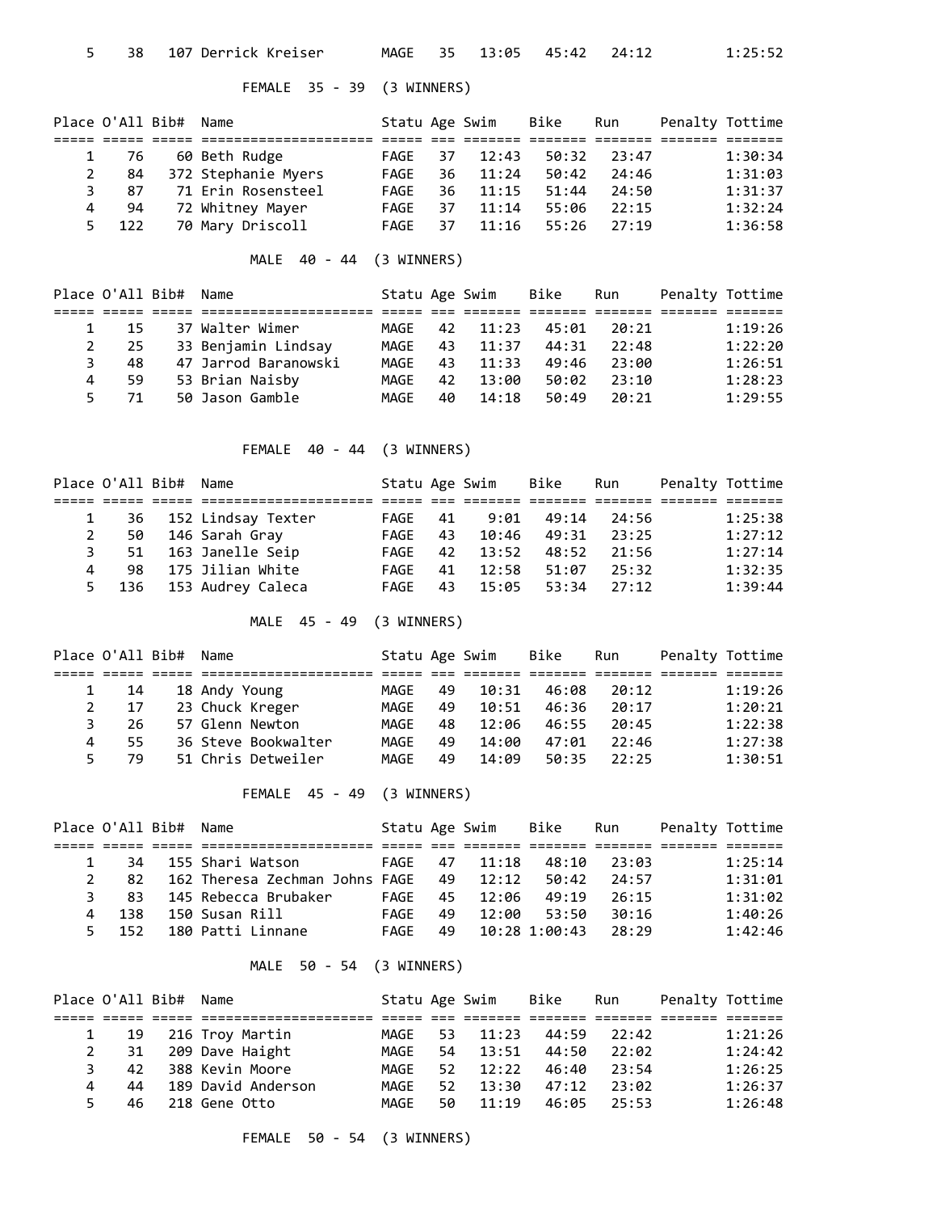| Place | O'All | Bib# | Name | Statu | Age | Swim | Bike | Run | Penalty | Tottime |
|---|---|---|---|---|---|---|---|---|---|---|
| 5 | 38 | 107 | Derrick Kreiser | MAGE | 35 | 13:05 | 45:42 | 24:12 | | 1:25:52 |

FEMALE 35 - 39 (3 WINNERS)

| Place | O'All | Bib# | Name | Statu | Age | Swim | Bike | Run | Penalty | Tottime |
|---|---|---|---|---|---|---|---|---|---|---|
| 1 | 76 | 60 | Beth Rudge | FAGE | 37 | 12:43 | 50:32 | 23:47 | | 1:30:34 |
| 2 | 84 | 372 | Stephanie Myers | FAGE | 36 | 11:24 | 50:42 | 24:46 | | 1:31:03 |
| 3 | 87 | 71 | Erin Rosensteel | FAGE | 36 | 11:15 | 51:44 | 24:50 | | 1:31:37 |
| 4 | 94 | 72 | Whitney Mayer | FAGE | 37 | 11:14 | 55:06 | 22:15 | | 1:32:24 |
| 5 | 122 | 70 | Mary Driscoll | FAGE | 37 | 11:16 | 55:26 | 27:19 | | 1:36:58 |

MALE 40 - 44 (3 WINNERS)

| Place | O'All | Bib# | Name | Statu | Age | Swim | Bike | Run | Penalty | Tottime |
|---|---|---|---|---|---|---|---|---|---|---|
| 1 | 15 | 37 | Walter Wimer | MAGE | 42 | 11:23 | 45:01 | 20:21 | | 1:19:26 |
| 2 | 25 | 33 | Benjamin Lindsay | MAGE | 43 | 11:37 | 44:31 | 22:48 | | 1:22:20 |
| 3 | 48 | 47 | Jarrod Baranowski | MAGE | 43 | 11:33 | 49:46 | 23:00 | | 1:26:51 |
| 4 | 59 | 53 | Brian Naisby | MAGE | 42 | 13:00 | 50:02 | 23:10 | | 1:28:23 |
| 5 | 71 | 50 | Jason Gamble | MAGE | 40 | 14:18 | 50:49 | 20:21 | | 1:29:55 |

FEMALE 40 - 44 (3 WINNERS)

| Place | O'All | Bib# | Name | Statu | Age | Swim | Bike | Run | Penalty | Tottime |
|---|---|---|---|---|---|---|---|---|---|---|
| 1 | 36 | 152 | Lindsay Texter | FAGE | 41 | 9:01 | 49:14 | 24:56 | | 1:25:38 |
| 2 | 50 | 146 | Sarah Gray | FAGE | 43 | 10:46 | 49:31 | 23:25 | | 1:27:12 |
| 3 | 51 | 163 | Janelle Seip | FAGE | 42 | 13:52 | 48:52 | 21:56 | | 1:27:14 |
| 4 | 98 | 175 | Jilian White | FAGE | 41 | 12:58 | 51:07 | 25:32 | | 1:32:35 |
| 5 | 136 | 153 | Audrey Caleca | FAGE | 43 | 15:05 | 53:34 | 27:12 | | 1:39:44 |

MALE 45 - 49 (3 WINNERS)

| Place | O'All | Bib# | Name | Statu | Age | Swim | Bike | Run | Penalty | Tottime |
|---|---|---|---|---|---|---|---|---|---|---|
| 1 | 14 | 18 | Andy Young | MAGE | 49 | 10:31 | 46:08 | 20:12 | | 1:19:26 |
| 2 | 17 | 23 | Chuck Kreger | MAGE | 49 | 10:51 | 46:36 | 20:17 | | 1:20:21 |
| 3 | 26 | 57 | Glenn Newton | MAGE | 48 | 12:06 | 46:55 | 20:45 | | 1:22:38 |
| 4 | 55 | 36 | Steve Bookwalter | MAGE | 49 | 14:00 | 47:01 | 22:46 | | 1:27:38 |
| 5 | 79 | 51 | Chris Detweiler | MAGE | 49 | 14:09 | 50:35 | 22:25 | | 1:30:51 |

FEMALE 45 - 49 (3 WINNERS)

| Place | O'All | Bib# | Name | Statu | Age | Swim | Bike | Run | Penalty | Tottime |
|---|---|---|---|---|---|---|---|---|---|---|
| 1 | 34 | 155 | Shari Watson | FAGE | 47 | 11:18 | 48:10 | 23:03 | | 1:25:14 |
| 2 | 82 | 162 | Theresa Zechman Johns | FAGE | 49 | 12:12 | 50:42 | 24:57 | | 1:31:01 |
| 3 | 83 | 145 | Rebecca Brubaker | FAGE | 45 | 12:06 | 49:19 | 26:15 | | 1:31:02 |
| 4 | 138 | 150 | Susan Rill | FAGE | 49 | 12:00 | 53:50 | 30:16 | | 1:40:26 |
| 5 | 152 | 180 | Patti Linnane | FAGE | 49 | 10:28 | 1:00:43 | 28:29 | | 1:42:46 |

MALE 50 - 54 (3 WINNERS)

| Place | O'All | Bib# | Name | Statu | Age | Swim | Bike | Run | Penalty | Tottime |
|---|---|---|---|---|---|---|---|---|---|---|
| 1 | 19 | 216 | Troy Martin | MAGE | 53 | 11:23 | 44:59 | 22:42 | | 1:21:26 |
| 2 | 31 | 209 | Dave Haight | MAGE | 54 | 13:51 | 44:50 | 22:02 | | 1:24:42 |
| 3 | 42 | 388 | Kevin Moore | MAGE | 52 | 12:22 | 46:40 | 23:54 | | 1:26:25 |
| 4 | 44 | 189 | David Anderson | MAGE | 52 | 13:30 | 47:12 | 23:02 | | 1:26:37 |
| 5 | 46 | 218 | Gene Otto | MAGE | 50 | 11:19 | 46:05 | 25:53 | | 1:26:48 |

FEMALE 50 - 54 (3 WINNERS)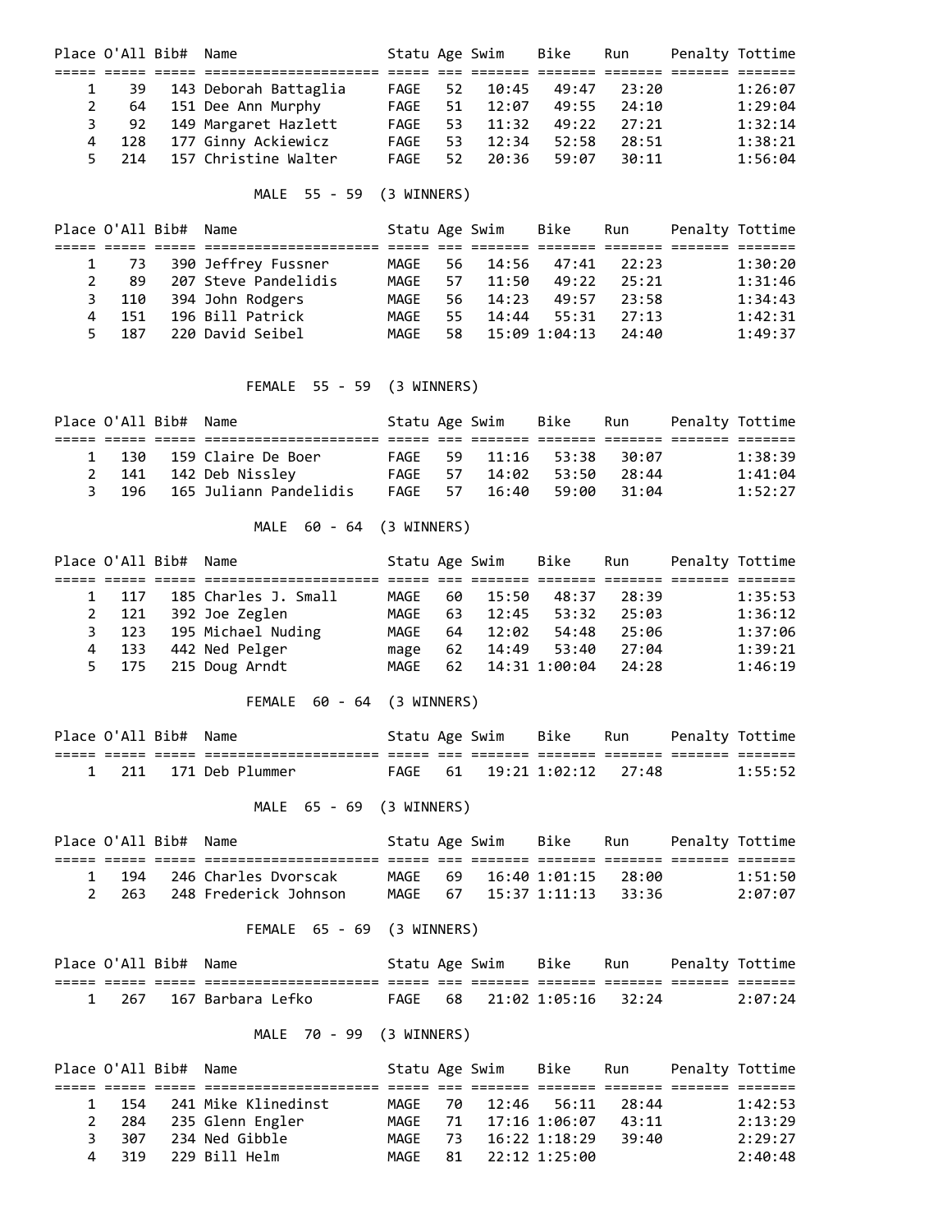| Place | O'All | Bib# | Name | Statu | Age | Swim | Bike | Run | Penalty | Tottime |
|---|---|---|---|---|---|---|---|---|---|---|
| 1 | 39 | 143 | Deborah Battaglia | FAGE | 52 | 10:45 | 49:47 | 23:20 | | 1:26:07 |
| 2 | 64 | 151 | Dee Ann Murphy | FAGE | 51 | 12:07 | 49:55 | 24:10 | | 1:29:04 |
| 3 | 92 | 149 | Margaret Hazlett | FAGE | 53 | 11:32 | 49:22 | 27:21 | | 1:32:14 |
| 4 | 128 | 177 | Ginny Ackiewicz | FAGE | 53 | 12:34 | 52:58 | 28:51 | | 1:38:21 |
| 5 | 214 | 157 | Christine Walter | FAGE | 52 | 20:36 | 59:07 | 30:11 | | 1:56:04 |

### MALE 55 - 59 (3 WINNERS)

| Place | O'All | Bib# | Name | Statu | Age | Swim | Bike | Run | Penalty | Tottime |
|---|---|---|---|---|---|---|---|---|---|---|
| 1 | 73 | 390 | Jeffrey Fussner | MAGE | 56 | 14:56 | 47:41 | 22:23 | | 1:30:20 |
| 2 | 89 | 207 | Steve Pandelidis | MAGE | 57 | 11:50 | 49:22 | 25:21 | | 1:31:46 |
| 3 | 110 | 394 | John Rodgers | MAGE | 56 | 14:23 | 49:57 | 23:58 | | 1:34:43 |
| 4 | 151 | 196 | Bill Patrick | MAGE | 55 | 14:44 | 55:31 | 27:13 | | 1:42:31 |
| 5 | 187 | 220 | David Seibel | MAGE | 58 | 15:09 | 1:04:13 | 24:40 | | 1:49:37 |

### FEMALE 55 - 59 (3 WINNERS)

| Place | O'All | Bib# | Name | Statu | Age | Swim | Bike | Run | Penalty | Tottime |
|---|---|---|---|---|---|---|---|---|---|---|
| 1 | 130 | 159 | Claire De Boer | FAGE | 59 | 11:16 | 53:38 | 30:07 | | 1:38:39 |
| 2 | 141 | 142 | Deb Nissley | FAGE | 57 | 14:02 | 53:50 | 28:44 | | 1:41:04 |
| 3 | 196 | 165 | Juliann Pandelidis | FAGE | 57 | 16:40 | 59:00 | 31:04 | | 1:52:27 |

### MALE 60 - 64 (3 WINNERS)

| Place | O'All | Bib# | Name | Statu | Age | Swim | Bike | Run | Penalty | Tottime |
|---|---|---|---|---|---|---|---|---|---|---|
| 1 | 117 | 185 | Charles J. Small | MAGE | 60 | 15:50 | 48:37 | 28:39 | | 1:35:53 |
| 2 | 121 | 392 | Joe Zeglen | MAGE | 63 | 12:45 | 53:32 | 25:03 | | 1:36:12 |
| 3 | 123 | 195 | Michael Nuding | MAGE | 64 | 12:02 | 54:48 | 25:06 | | 1:37:06 |
| 4 | 133 | 442 | Ned Pelger | mage | 62 | 14:49 | 53:40 | 27:04 | | 1:39:21 |
| 5 | 175 | 215 | Doug Arndt | MAGE | 62 | 14:31 | 1:00:04 | 24:28 | | 1:46:19 |

### FEMALE 60 - 64 (3 WINNERS)

| Place | O'All | Bib# | Name | Statu | Age | Swim | Bike | Run | Penalty | Tottime |
|---|---|---|---|---|---|---|---|---|---|---|
| 1 | 211 | 171 | Deb Plummer | FAGE | 61 | 19:21 | 1:02:12 | 27:48 | | 1:55:52 |

### MALE 65 - 69 (3 WINNERS)

| Place | O'All | Bib# | Name | Statu | Age | Swim | Bike | Run | Penalty | Tottime |
|---|---|---|---|---|---|---|---|---|---|---|
| 1 | 194 | 246 | Charles Dvorscak | MAGE | 69 | 16:40 | 1:01:15 | 28:00 | | 1:51:50 |
| 2 | 263 | 248 | Frederick Johnson | MAGE | 67 | 15:37 | 1:11:13 | 33:36 | | 2:07:07 |

### FEMALE 65 - 69 (3 WINNERS)

| Place | O'All | Bib# | Name | Statu | Age | Swim | Bike | Run | Penalty | Tottime |
|---|---|---|---|---|---|---|---|---|---|---|
| 1 | 267 | 167 | Barbara Lefko | FAGE | 68 | 21:02 | 1:05:16 | 32:24 | | 2:07:24 |

### MALE 70 - 99 (3 WINNERS)

| Place | O'All | Bib# | Name | Statu | Age | Swim | Bike | Run | Penalty | Tottime |
|---|---|---|---|---|---|---|---|---|---|---|
| 1 | 154 | 241 | Mike Klinedinst | MAGE | 70 | 12:46 | 56:11 | 28:44 | | 1:42:53 |
| 2 | 284 | 235 | Glenn Engler | MAGE | 71 | 17:16 | 1:06:07 | 43:11 | | 2:13:29 |
| 3 | 307 | 234 | Ned Gibble | MAGE | 73 | 16:22 | 1:18:29 | 39:40 | | 2:29:27 |
| 4 | 319 | 229 | Bill Helm | MAGE | 81 | 22:12 | 1:25:00 | | | 2:40:48 |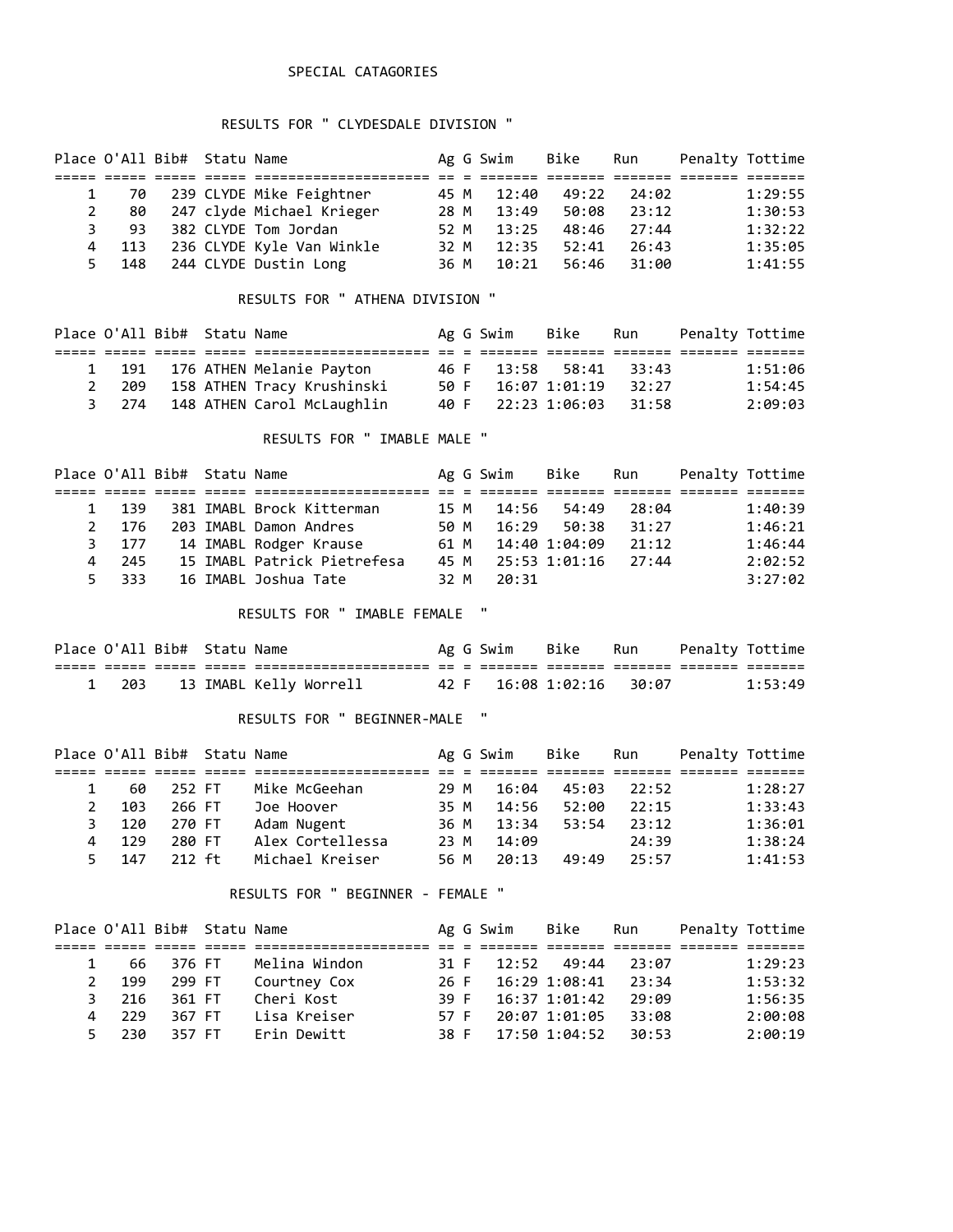SPECIAL CATAGORIES

## RESULTS FOR " CLYDESDALE DIVISION "

| Place | O'All | Bib# | Statu | Name | Ag | G | Swim | Bike | Run | Penalty | Tottime |
|---|---|---|---|---|---|---|---|---|---|---|---|
| 1 | 70 | 239 | CLYDE | Mike Feightner | 45 | M | 12:40 | 49:22 | 24:02 | | 1:29:55 |
| 2 | 80 | 247 | clyde | Michael Krieger | 28 | M | 13:49 | 50:08 | 23:12 | | 1:30:53 |
| 3 | 93 | 382 | CLYDE | Tom Jordan | 52 | M | 13:25 | 48:46 | 27:44 | | 1:32:22 |
| 4 | 113 | 236 | CLYDE | Kyle Van Winkle | 32 | M | 12:35 | 52:41 | 26:43 | | 1:35:05 |
| 5 | 148 | 244 | CLYDE | Dustin Long | 36 | M | 10:21 | 56:46 | 31:00 | | 1:41:55 |

## RESULTS FOR " ATHENA DIVISION "

| Place | O'All | Bib# | Statu | Name | Ag | G | Swim | Bike | Run | Penalty | Tottime |
|---|---|---|---|---|---|---|---|---|---|---|---|
| 1 | 191 | 176 | ATHEN | Melanie Payton | 46 | F | 13:58 | 58:41 | 33:43 | | 1:51:06 |
| 2 | 209 | 158 | ATHEN | Tracy Krushinski | 50 | F | 16:07 | 1:01:19 | 32:27 | | 1:54:45 |
| 3 | 274 | 148 | ATHEN | Carol McLaughlin | 40 | F | 22:23 | 1:06:03 | 31:58 | | 2:09:03 |

## RESULTS FOR " IMABLE MALE "

| Place | O'All | Bib# | Statu | Name | Ag | G | Swim | Bike | Run | Penalty | Tottime |
|---|---|---|---|---|---|---|---|---|---|---|---|
| 1 | 139 | 381 | IMABL | Brock Kitterman | 15 | M | 14:56 | 54:49 | 28:04 | | 1:40:39 |
| 2 | 176 | 203 | IMABL | Damon Andres | 50 | M | 16:29 | 50:38 | 31:27 | | 1:46:21 |
| 3 | 177 | 14 | IMABL | Rodger Krause | 61 | M | 14:40 | 1:04:09 | 21:12 | | 1:46:44 |
| 4 | 245 | 15 | IMABL | Patrick Pietrefesa | 45 | M | 25:53 | 1:01:16 | 27:44 | | 2:02:52 |
| 5 | 333 | 16 | IMABL | Joshua Tate | 32 | M | 20:31 | | | | 3:27:02 |

## RESULTS FOR " IMABLE FEMALE "

| Place | O'All | Bib# | Statu | Name | Ag | G | Swim | Bike | Run | Penalty | Tottime |
|---|---|---|---|---|---|---|---|---|---|---|---|
| 1 | 203 | 13 | IMABL | Kelly Worrell | 42 | F | 16:08 | 1:02:16 | 30:07 | | 1:53:49 |

## RESULTS FOR " BEGINNER-MALE "

| Place | O'All | Bib# | Statu | Name | Ag | G | Swim | Bike | Run | Penalty | Tottime |
|---|---|---|---|---|---|---|---|---|---|---|---|
| 1 | 60 | 252 | FT | Mike McGeehan | 29 | M | 16:04 | 45:03 | 22:52 | | 1:28:27 |
| 2 | 103 | 266 | FT | Joe Hoover | 35 | M | 14:56 | 52:00 | 22:15 | | 1:33:43 |
| 3 | 120 | 270 | FT | Adam Nugent | 36 | M | 13:34 | 53:54 | 23:12 | | 1:36:01 |
| 4 | 129 | 280 | FT | Alex Cortellessa | 23 | M | 14:09 | | 24:39 | | 1:38:24 |
| 5 | 147 | 212 | ft | Michael Kreiser | 56 | M | 20:13 | 49:49 | 25:57 | | 1:41:53 |

## RESULTS FOR " BEGINNER - FEMALE "

| Place | O'All | Bib# | Statu | Name | Ag | G | Swim | Bike | Run | Penalty | Tottime |
|---|---|---|---|---|---|---|---|---|---|---|---|
| 1 | 66 | 376 | FT | Melina Windon | 31 | F | 12:52 | 49:44 | 23:07 | | 1:29:23 |
| 2 | 199 | 299 | FT | Courtney Cox | 26 | F | 16:29 | 1:08:41 | 23:34 | | 1:53:32 |
| 3 | 216 | 361 | FT | Cheri Kost | 39 | F | 16:37 | 1:01:42 | 29:09 | | 1:56:35 |
| 4 | 229 | 367 | FT | Lisa Kreiser | 57 | F | 20:07 | 1:01:05 | 33:08 | | 2:00:08 |
| 5 | 230 | 357 | FT | Erin Dewitt | 38 | F | 17:50 | 1:04:52 | 30:53 | | 2:00:19 |